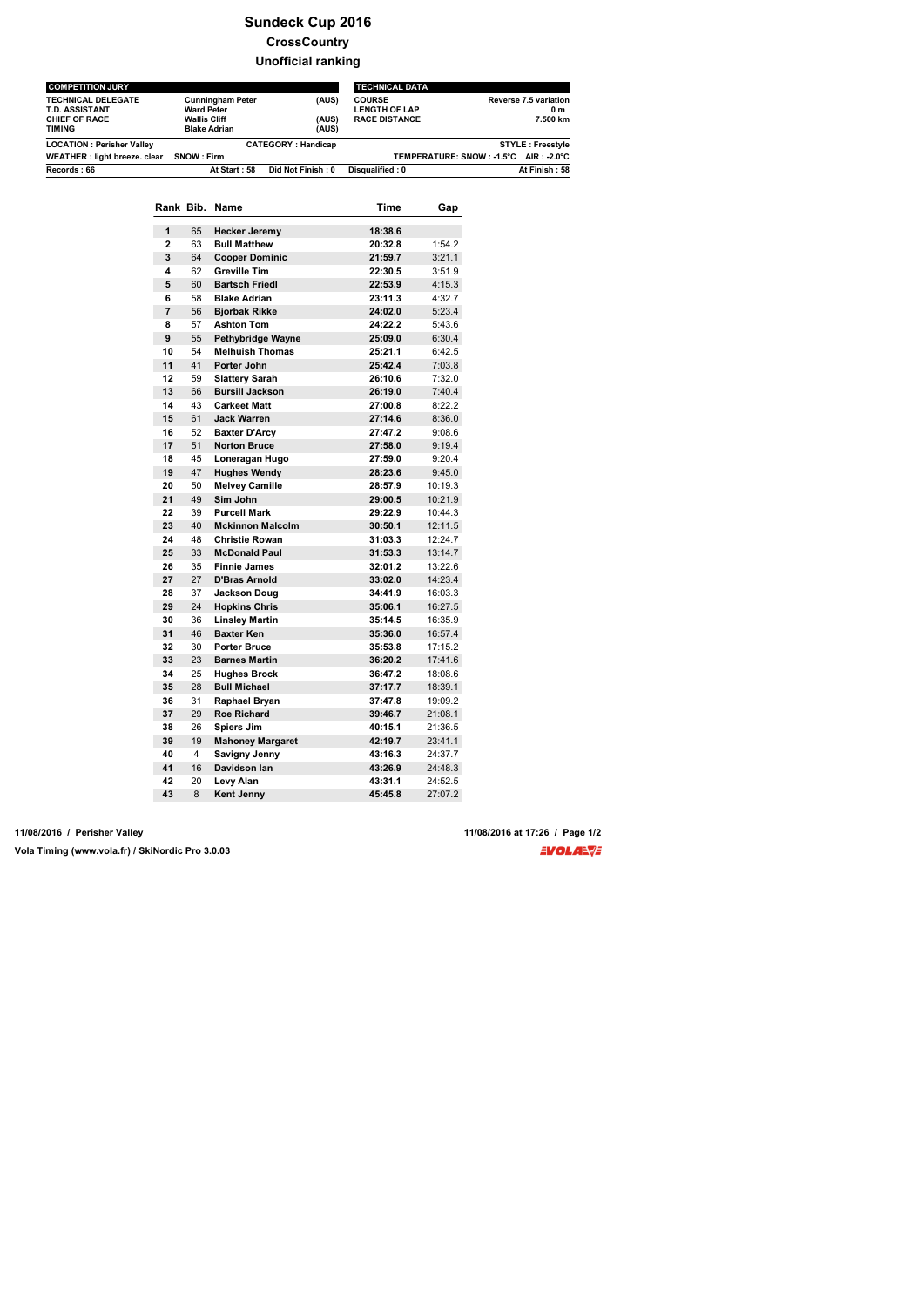# Sundeck Cup 2016

## CrossCountry

## Unofficial ranking

| COMPETITION JURY | | |
|---|---|---|
| TECHNICAL DELEGATE | Cunningham Peter | (AUS) |
| T.D. ASSISTANT | Ward Peter | |
| CHIEF OF RACE | Wallis Cliff | (AUS) |
| TIMING | Blake Adrian | (AUS) |

| TECHNICAL DATA | |
|---|---|
| COURSE | Reverse 7.5 variation |
| LENGTH OF LAP | 0 m |
| RACE DISTANCE | 7.500 km |

LOCATION : Perisher Valley — CATEGORY : Handicap — STYLE : Freestyle

WEATHER : light breeze. clear — SNOW : Firm — TEMPERATURE: SNOW : -1.5°C AIR : -2.0°C

Records : 66 — At Start : 58 — Did Not Finish : 0 — Disqualified : 0 — At Finish : 58

| Rank | Bib. | Name | Time | Gap |
|---|---|---|---|---|
| 1 | 65 | Hecker Jeremy | 18:38.6 | |
| 2 | 63 | Bull Matthew | 20:32.8 | 1:54.2 |
| 3 | 64 | Cooper Dominic | 21:59.7 | 3:21.1 |
| 4 | 62 | Greville Tim | 22:30.5 | 3:51.9 |
| 5 | 60 | Bartsch Friedl | 22:53.9 | 4:15.3 |
| 6 | 58 | Blake Adrian | 23:11.3 | 4:32.7 |
| 7 | 56 | Bjorbak Rikke | 24:02.0 | 5:23.4 |
| 8 | 57 | Ashton Tom | 24:22.2 | 5:43.6 |
| 9 | 55 | Pethybridge Wayne | 25:09.0 | 6:30.4 |
| 10 | 54 | Melhuish Thomas | 25:21.1 | 6:42.5 |
| 11 | 41 | Porter John | 25:42.4 | 7:03.8 |
| 12 | 59 | Slattery Sarah | 26:10.6 | 7:32.0 |
| 13 | 66 | Bursill Jackson | 26:19.0 | 7:40.4 |
| 14 | 43 | Carkeet Matt | 27:00.8 | 8:22.2 |
| 15 | 61 | Jack Warren | 27:14.6 | 8:36.0 |
| 16 | 52 | Baxter D'Arcy | 27:47.2 | 9:08.6 |
| 17 | 51 | Norton Bruce | 27:58.0 | 9:19.4 |
| 18 | 45 | Loneragan Hugo | 27:59.0 | 9:20.4 |
| 19 | 47 | Hughes Wendy | 28:23.6 | 9:45.0 |
| 20 | 50 | Melvey Camille | 28:57.9 | 10:19.3 |
| 21 | 49 | Sim John | 29:00.5 | 10:21.9 |
| 22 | 39 | Purcell Mark | 29:22.9 | 10:44.3 |
| 23 | 40 | Mckinnon Malcolm | 30:50.1 | 12:11.5 |
| 24 | 48 | Christie Rowan | 31:03.3 | 12:24.7 |
| 25 | 33 | McDonald Paul | 31:53.3 | 13:14.7 |
| 26 | 35 | Finnie James | 32:01.2 | 13:22.6 |
| 27 | 27 | D'Bras Arnold | 33:02.0 | 14:23.4 |
| 28 | 37 | Jackson Doug | 34:41.9 | 16:03.3 |
| 29 | 24 | Hopkins Chris | 35:06.1 | 16:27.5 |
| 30 | 36 | Linsley Martin | 35:14.5 | 16:35.9 |
| 31 | 46 | Baxter Ken | 35:36.0 | 16:57.4 |
| 32 | 30 | Porter Bruce | 35:53.8 | 17:15.2 |
| 33 | 23 | Barnes Martin | 36:20.2 | 17:41.6 |
| 34 | 25 | Hughes Brock | 36:47.2 | 18:08.6 |
| 35 | 28 | Bull Michael | 37:17.7 | 18:39.1 |
| 36 | 31 | Raphael Bryan | 37:47.8 | 19:09.2 |
| 37 | 29 | Roe Richard | 39:46.7 | 21:08.1 |
| 38 | 26 | Spiers Jim | 40:15.1 | 21:36.5 |
| 39 | 19 | Mahoney Margaret | 42:19.7 | 23:41.1 |
| 40 | 4 | Savigny Jenny | 43:16.3 | 24:37.7 |
| 41 | 16 | Davidson Ian | 43:26.9 | 24:48.3 |
| 42 | 20 | Levy Alan | 43:31.1 | 24:52.5 |
| 43 | 8 | Kent Jenny | 45:45.8 | 27:07.2 |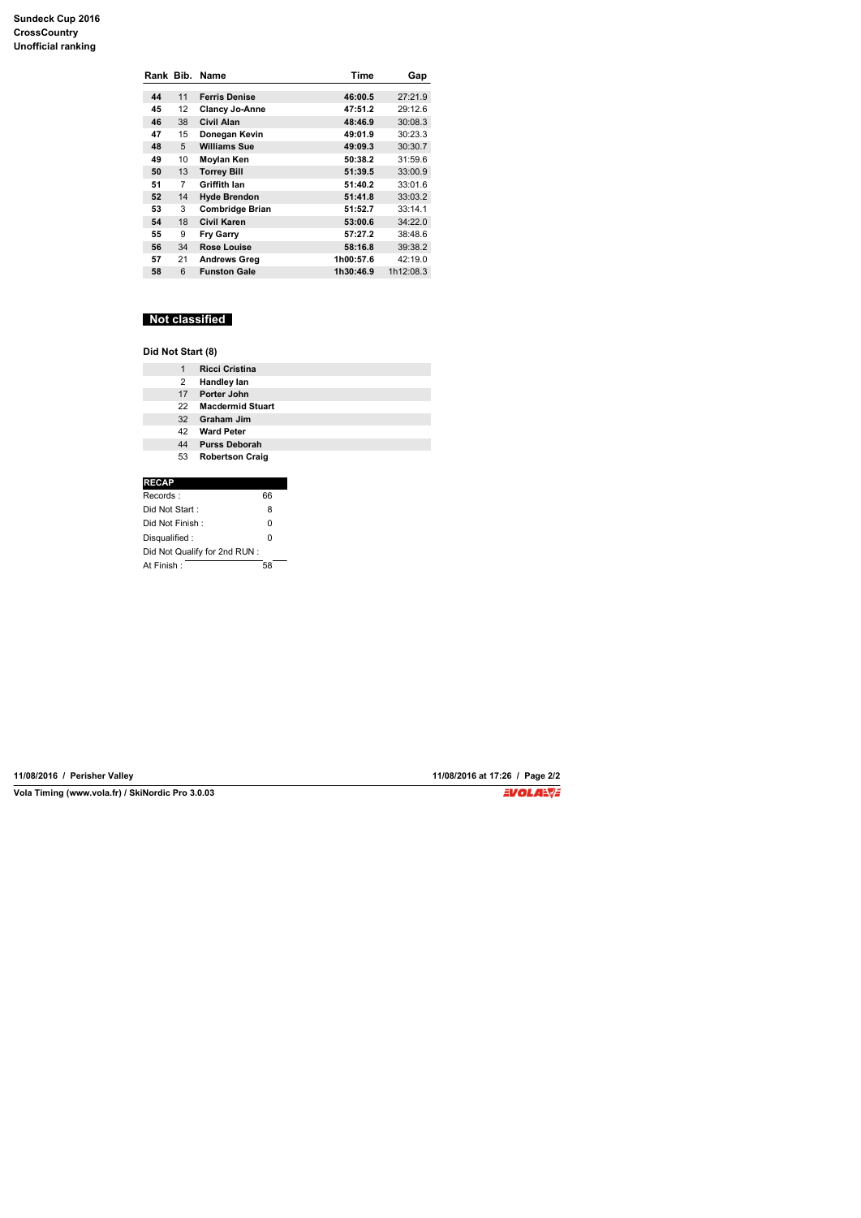Sundeck Cup 2016
CrossCountry
Unofficial ranking

| Rank | Bib. | Name | Time | Gap |
|---|---|---|---|---|
| 44 | 11 | Ferris Denise | 46:00.5 | 27:21.9 |
| 45 | 12 | Clancy Jo-Anne | 47:51.2 | 29:12.6 |
| 46 | 38 | Civil Alan | 48:46.9 | 30:08.3 |
| 47 | 15 | Donegan Kevin | 49:01.9 | 30:23.3 |
| 48 | 5 | Williams Sue | 49:09.3 | 30:30.7 |
| 49 | 10 | Moylan Ken | 50:38.2 | 31:59.6 |
| 50 | 13 | Torrey Bill | 51:39.5 | 33:00.9 |
| 51 | 7 | Griffith Ian | 51:40.2 | 33:01.6 |
| 52 | 14 | Hyde Brendon | 51:41.8 | 33:03.2 |
| 53 | 3 | Combridge Brian | 51:52.7 | 33:14.1 |
| 54 | 18 | Civil Karen | 53:00.6 | 34:22.0 |
| 55 | 9 | Fry Garry | 57:27.2 | 38:48.6 |
| 56 | 34 | Rose Louise | 58:16.8 | 39:38.2 |
| 57 | 21 | Andrews Greg | 1h00:57.6 | 42:19.0 |
| 58 | 6 | Funston Gale | 1h30:46.9 | 1h12:08.3 |

## Not classified

### Did Not Start (8)

| | |
|---|---|
| 1 | Ricci Cristina |
| 2 | Handley Ian |
| 17 | Porter John |
| 22 | Macdermid Stuart |
| 32 | Graham Jim |
| 42 | Ward Peter |
| 44 | Purss Deborah |
| 53 | Robertson Craig |

| RECAP | |
|---|---|
| Records : | 66 |
| Did Not Start : | 8 |
| Did Not Finish : | 0 |
| Disqualified : | 0 |
| Did Not Qualify for 2nd RUN : | |
| At Finish : | 58 |

11/08/2016 / Perisher Valley

11/08/2016 at 17:26

Vola Timing (www.vola.fr) / SkiNordic Pro 3.0.03